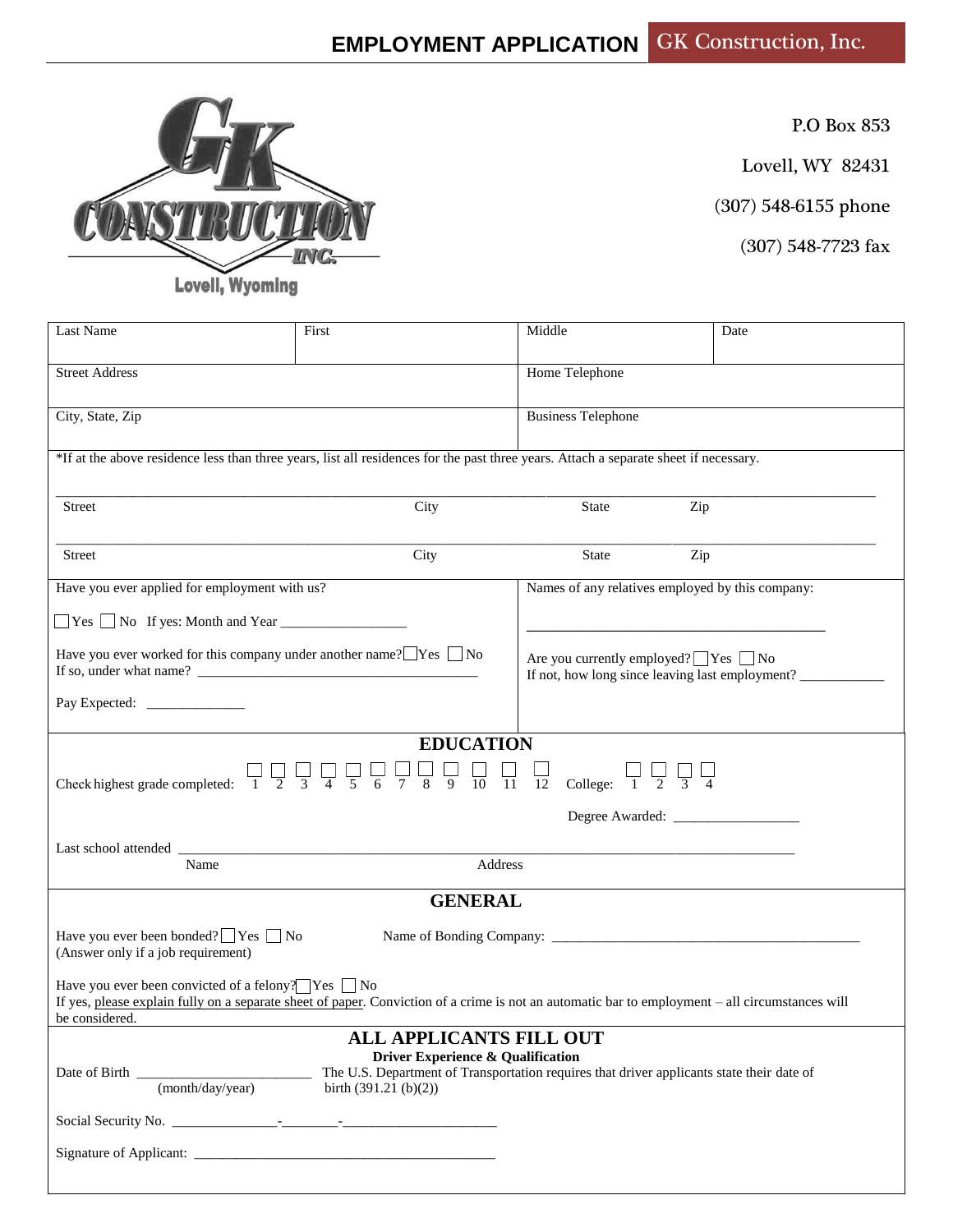# EMPLOYMENT APPLICATION

GK Construction, Inc.

GK CONSTRUCTION INC.
Lovell, Wyoming

P.O Box 853

Lovell, WY 82431

(307) 548-6155 phone

(307) 548-7723 fax

| Last Name | First | Middle | Date |
|---|---|---|---|
| Street Address | | Home Telephone | |
| City, State, Zip | | Business Telephone | |

*If at the above residence less than three years, list all residences for the past three years. Attach a separate sheet if necessary.

_______________________________________________________________________________
Street    City    State    Zip

_______________________________________________________________________________
Street    City    State    Zip

Have you ever applied for employment with us?

☐ Yes ☐ No If yes: Month and Year _________________

Have you ever worked for this company under another name? ☐ Yes ☐ No
If so, under what name? ________________________________________

Pay Expected: ______________

Names of any relatives employed by this company:

________________________________________

Are you currently employed? ☐ Yes ☐ No
If not, how long since leaving last employment? ____________

## EDUCATION

Check highest grade completed: ☐ 1 ☐ 2 ☐ 3 ☐ 4 ☐ 5 ☐ 6 ☐ 7 ☐ 8 ☐ 9 ☐ 10 ☐ 11 ☐ 12 College: ☐ 1 ☐ 2 ☐ 3 ☐ 4

Degree Awarded: _________________

Last school attended ____________________________________________________________________________
Name    Address

## GENERAL

Have you ever been bonded? ☐ Yes ☐ No
(Answer only if a job requirement)

Name of Bonding Company: ____________________________________________

Have you ever been convicted of a felony? ☐ Yes ☐ No
If yes, please explain fully on a separate sheet of paper. Conviction of a crime is not an automatic bar to employment – all circumstances will be considered.

## ALL APPLICANTS FILL OUT

**Driver Experience & Qualification**

Date of Birth ________________________
(month/day/year)

The U.S. Department of Transportation requires that driver applicants state their date of birth (391.21 (b)(2))

Social Security No. _______________-________-______________________

Signature of Applicant: ___________________________________________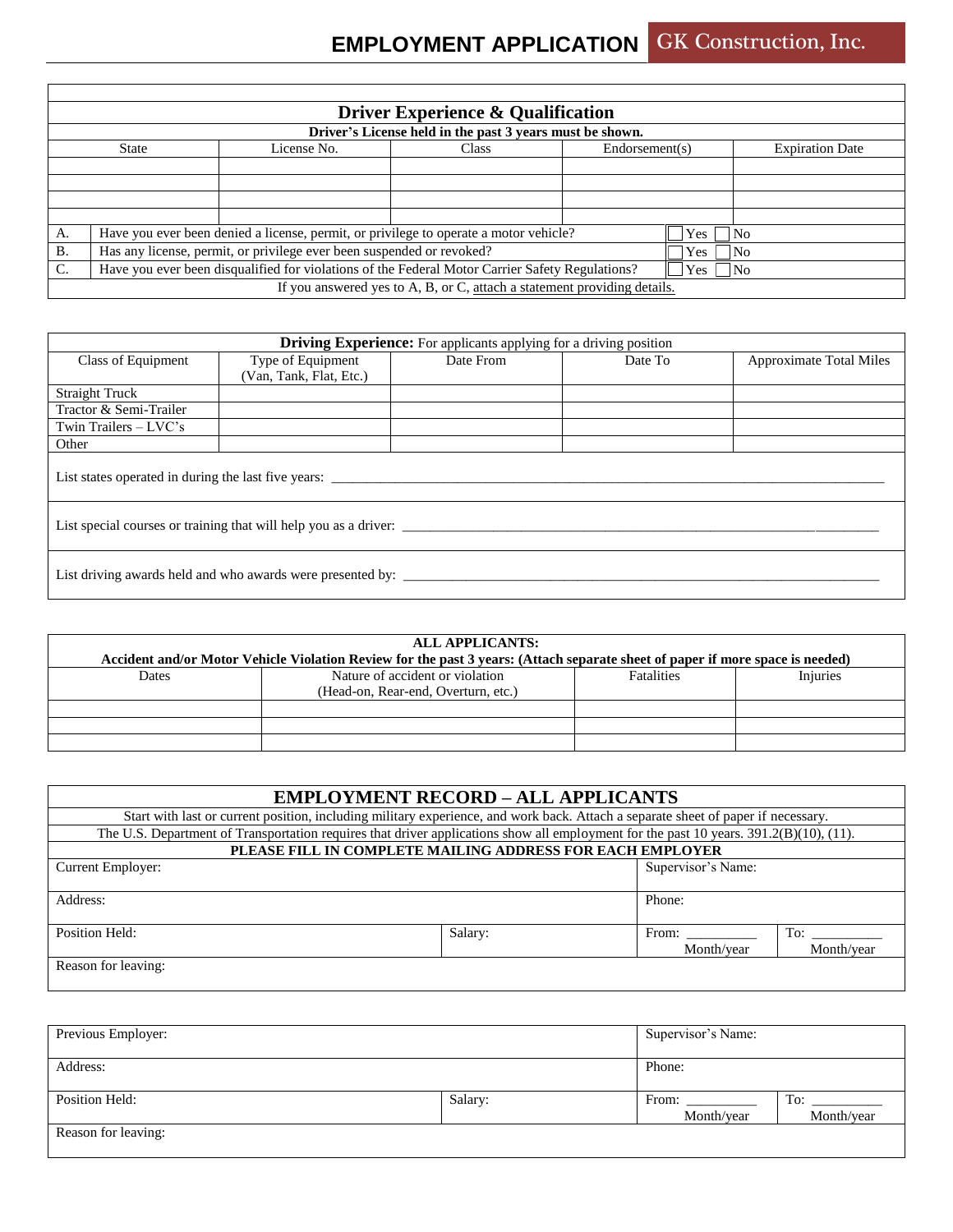# EMPLOYMENT APPLICATION GK Construction, Inc.

## Driver Experience & Qualification

**Driver's License held in the past 3 years must be shown.**

| State | License No. | Class | Endorsement(s) | Expiration Date |
|---|---|---|---|---|
| | | | | |
| | | | | |
| | | | | |
| | | | | |

| | | |
|---|---|---|
| A. | Have you ever been denied a license, permit, or privilege to operate a motor vehicle? | ☐ Yes ☐ No |
| B. | Has any license, permit, or privilege ever been suspended or revoked? | ☐ Yes ☐ No |
| C. | Have you ever been disqualified for violations of the Federal Motor Carrier Safety Regulations? | ☐ Yes ☐ No |

If you answered yes to A, B, or C, attach a statement providing details.

**Driving Experience:** For applicants applying for a driving position

| Class of Equipment | Type of Equipment (Van, Tank, Flat, Etc.) | Date From | Date To | Approximate Total Miles |
|---|---|---|---|---|
| Straight Truck | | | | |
| Tractor & Semi-Trailer | | | | |
| Twin Trailers – LVC's | | | | |
| Other | | | | |

List states operated in during the last five years: ______________________________

List special courses or training that will help you as a driver: ______________________________

List driving awards held and who awards were presented by: ______________________________

**ALL APPLICANTS:**
**Accident and/or Motor Vehicle Violation Review for the past 3 years: (Attach separate sheet of paper if more space is needed)**

| Dates | Nature of accident or violation (Head-on, Rear-end, Overturn, etc.) | Fatalities | Injuries |
|---|---|---|---|
| | | | |
| | | | |
| | | | |

## EMPLOYMENT RECORD – ALL APPLICANTS

Start with last or current position, including military experience, and work back. Attach a separate sheet of paper if necessary.

The U.S. Department of Transportation requires that driver applications show all employment for the past 10 years. 391.2(B)(10), (11).

**PLEASE FILL IN COMPLETE MAILING ADDRESS FOR EACH EMPLOYER**

| | | | |
|---|---|---|---|
| Current Employer: | | Supervisor's Name: | |
| Address: | | Phone: | |
| Position Held: | Salary: | From: __________ Month/year | To: __________ Month/year |
| Reason for leaving: | | | |

| | | | |
|---|---|---|---|
| Previous Employer: | | Supervisor's Name: | |
| Address: | | Phone: | |
| Position Held: | Salary: | From: __________ Month/year | To: __________ Month/year |
| Reason for leaving: | | | |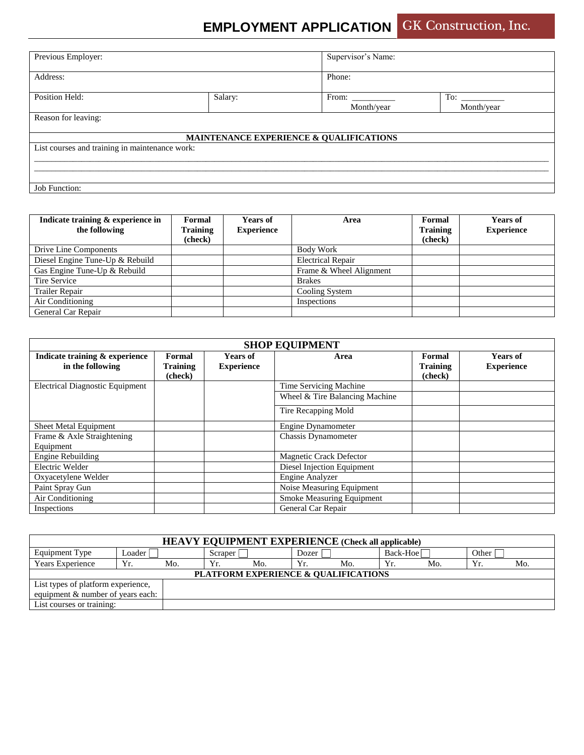# EMPLOYMENT APPLICATION GK Construction, Inc.

| Previous Employer: | | Supervisor's Name: | |
|---|---|---|---|
| Address: | | Phone: | |
| Position Held: | Salary: | From: __________ Month/year | To: __________ Month/year |
| Reason for leaving: | | | |

**MAINTENANCE EXPERIENCE & QUALIFICATIONS**

List courses and training in maintenance work:

_______________________________________________________________________________

_______________________________________________________________________________

Job Function:

| Indicate training & experience in the following | Formal Training (check) | Years of Experience | Area | Formal Training (check) | Years of Experience |
|---|---|---|---|---|---|
| Drive Line Components | | | Body Work | | |
| Diesel Engine Tune-Up & Rebuild | | | Electrical Repair | | |
| Gas Engine Tune-Up & Rebuild | | | Frame & Wheel Alignment | | |
| Tire Service | | | Brakes | | |
| Trailer Repair | | | Cooling System | | |
| Air Conditioning | | | Inspections | | |
| General Car Repair | | | | | |

**SHOP EQUIPMENT**

| Indicate training & experience in the following | Formal Training (check) | Years of Experience | Area | Formal Training (check) | Years of Experience |
|---|---|---|---|---|---|
| Electrical Diagnostic Equipment | | | Time Servicing Machine | | |
| | | | Wheel & Tire Balancing Machine | | |
| | | | Tire Recapping Mold | | |
| Sheet Metal Equipment | | | Engine Dynamometer | | |
| Frame & Axle Straightening Equipment | | | Chassis Dynamometer | | |
| Engine Rebuilding | | | Magnetic Crack Defector | | |
| Electric Welder | | | Diesel Injection Equipment | | |
| Oxyacetylene Welder | | | Engine Analyzer | | |
| Paint Spray Gun | | | Noise Measuring Equipment | | |
| Air Conditioning | | | Smoke Measuring Equipment | | |
| Inspections | | | General Car Repair | | |

**HEAVY EQUIPMENT EXPERIENCE (Check all applicable)**

| Equipment Type | Loader ☐ | | Scraper ☐ | | Dozer ☐ | | Back-Hoe ☐ | | Other ☐ | |
|---|---|---|---|---|---|---|---|---|---|---|
| Years Experience | Yr. | Mo. | Yr. | Mo. | Yr. | Mo. | Yr. | Mo. | Yr. | Mo. |

**PLATFORM EXPERIENCE & QUALIFICATIONS**

| List types of platform experience, equipment & number of years each: | |
|---|---|
| List courses or training: | |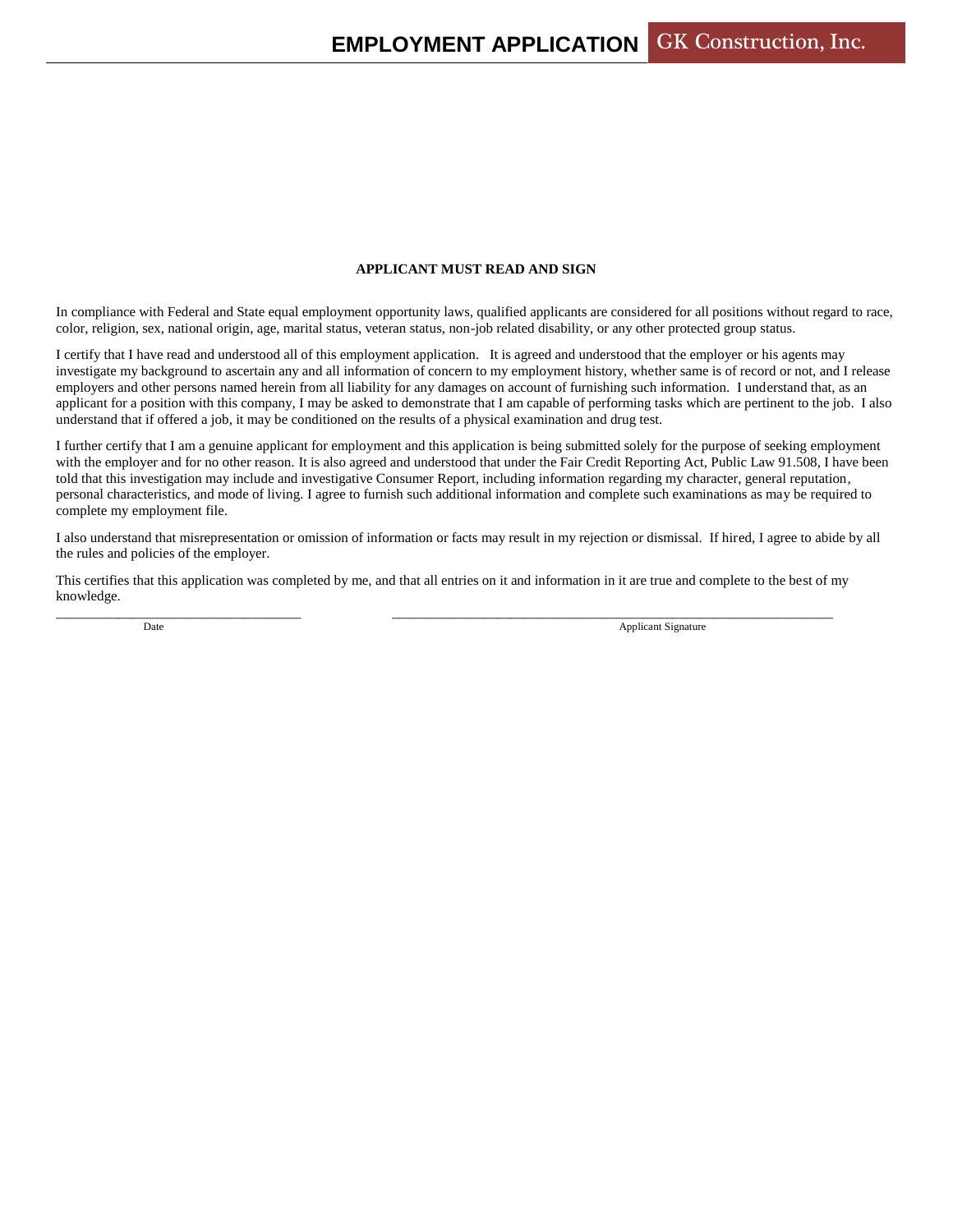**APPLICANT MUST READ AND SIGN**

In compliance with Federal and State equal employment opportunity laws, qualified applicants are considered for all positions without regard to race, color, religion, sex, national origin, age, marital status, veteran status, non-job related disability, or any other protected group status.

I certify that I have read and understood all of this employment application. It is agreed and understood that the employer or his agents may investigate my background to ascertain any and all information of concern to my employment history, whether same is of record or not, and I release employers and other persons named herein from all liability for any damages on account of furnishing such information. I understand that, as an applicant for a position with this company, I may be asked to demonstrate that I am capable of performing tasks which are pertinent to the job. I also understand that if offered a job, it may be conditioned on the results of a physical examination and drug test.

I further certify that I am a genuine applicant for employment and this application is being submitted solely for the purpose of seeking employment with the employer and for no other reason. It is also agreed and understood that under the Fair Credit Reporting Act, Public Law 91.508, I have been told that this investigation may include and investigative Consumer Report, including information regarding my character, general reputation, personal characteristics, and mode of living. I agree to furnish such additional information and complete such examinations as may be required to complete my employment file.

I also understand that misrepresentation or omission of information or facts may result in my rejection or dismissal. If hired, I agree to abide by all the rules and policies of the employer.

This certifies that this application was completed by me, and that all entries on it and information in it are true and complete to the best of my knowledge.

____________________________________ Date

____________________________________________________________ Applicant Signature